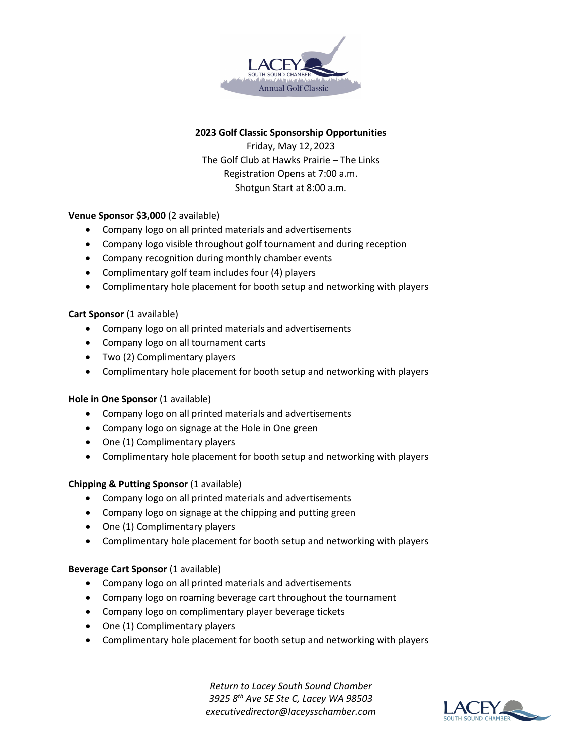**2023 Golf Classic Sponsorship Opportunities**

Friday, May 12, 2023
The Golf Club at Hawks Prairie – The Links
Registration Opens at 7:00 a.m.
Shotgun Start at 8:00 a.m.

**Venue Sponsor $3,000** (2 available)

- Company logo on all printed materials and advertisements
- Company logo visible throughout golf tournament and during reception
- Company recognition during monthly chamber events
- Complimentary golf team includes four (4) players
- Complimentary hole placement for booth setup and networking with players

**Cart Sponsor** (1 available)

- Company logo on all printed materials and advertisements
- Company logo on all tournament carts
- Two (2) Complimentary players
- Complimentary hole placement for booth setup and networking with players

**Hole in One Sponsor** (1 available)

- Company logo on all printed materials and advertisements
- Company logo on signage at the Hole in One green
- One (1) Complimentary players
- Complimentary hole placement for booth setup and networking with players

**Chipping & Putting Sponsor** (1 available)

- Company logo on all printed materials and advertisements
- Company logo on signage at the chipping and putting green
- One (1) Complimentary players
- Complimentary hole placement for booth setup and networking with players

**Beverage Cart Sponsor** (1 available)

- Company logo on all printed materials and advertisements
- Company logo on roaming beverage cart throughout the tournament
- Company logo on complimentary player beverage tickets
- One (1) Complimentary players
- Complimentary hole placement for booth setup and networking with players

*Return to Lacey South Sound Chamber*
*3925 8th Ave SE Ste C, Lacey WA 98503*
*executivedirector@laceysschamber.com*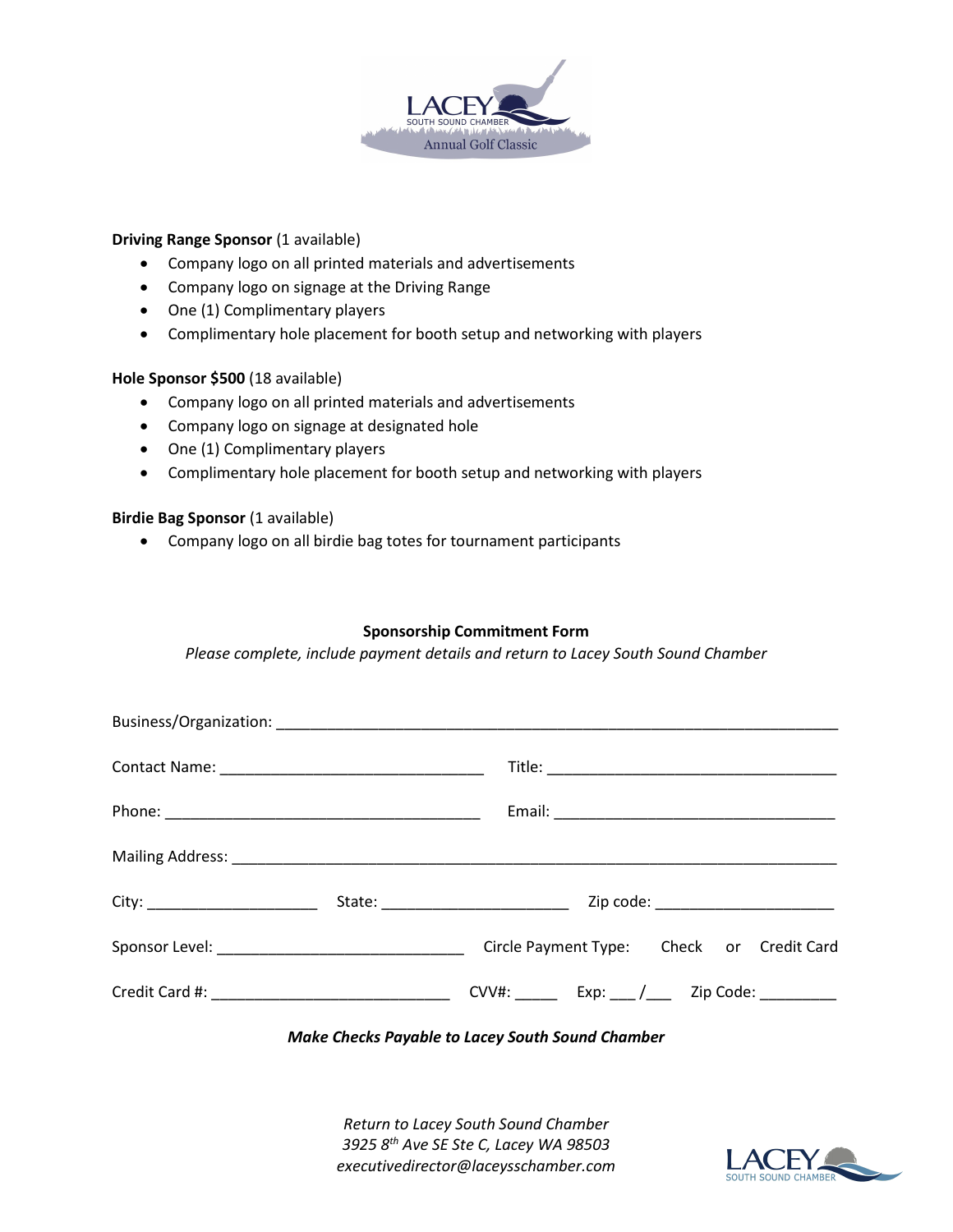**Driving Range Sponsor** (1 available)

- Company logo on all printed materials and advertisements
- Company logo on signage at the Driving Range
- One (1) Complimentary players
- Complimentary hole placement for booth setup and networking with players

**Hole Sponsor $500** (18 available)

- Company logo on all printed materials and advertisements
- Company logo on signage at designated hole
- One (1) Complimentary players
- Complimentary hole placement for booth setup and networking with players

**Birdie Bag Sponsor** (1 available)

- Company logo on all birdie bag totes for tournament participants

**Sponsorship Commitment Form**

*Please complete, include payment details and return to Lacey South Sound Chamber*

Business/Organization: ____________________________________________________________

Contact Name: ______________________________ Title: ________________________________

Phone: ____________________________________ Email: _______________________________

Mailing Address: ___________________________________________________________________

City: ___________________ State: _____________________ Zip code: ____________________

Sponsor Level: ___________________________ Circle Payment Type: Check or Credit Card

Credit Card #: __________________________ CVV#: _____ Exp: ___/___ Zip Code: _________

***Make Checks Payable to Lacey South Sound Chamber***

*Return to Lacey South Sound Chamber*
*3925 8th Ave SE Ste C, Lacey WA 98503*
*executivedirector@laceysschamber.com*